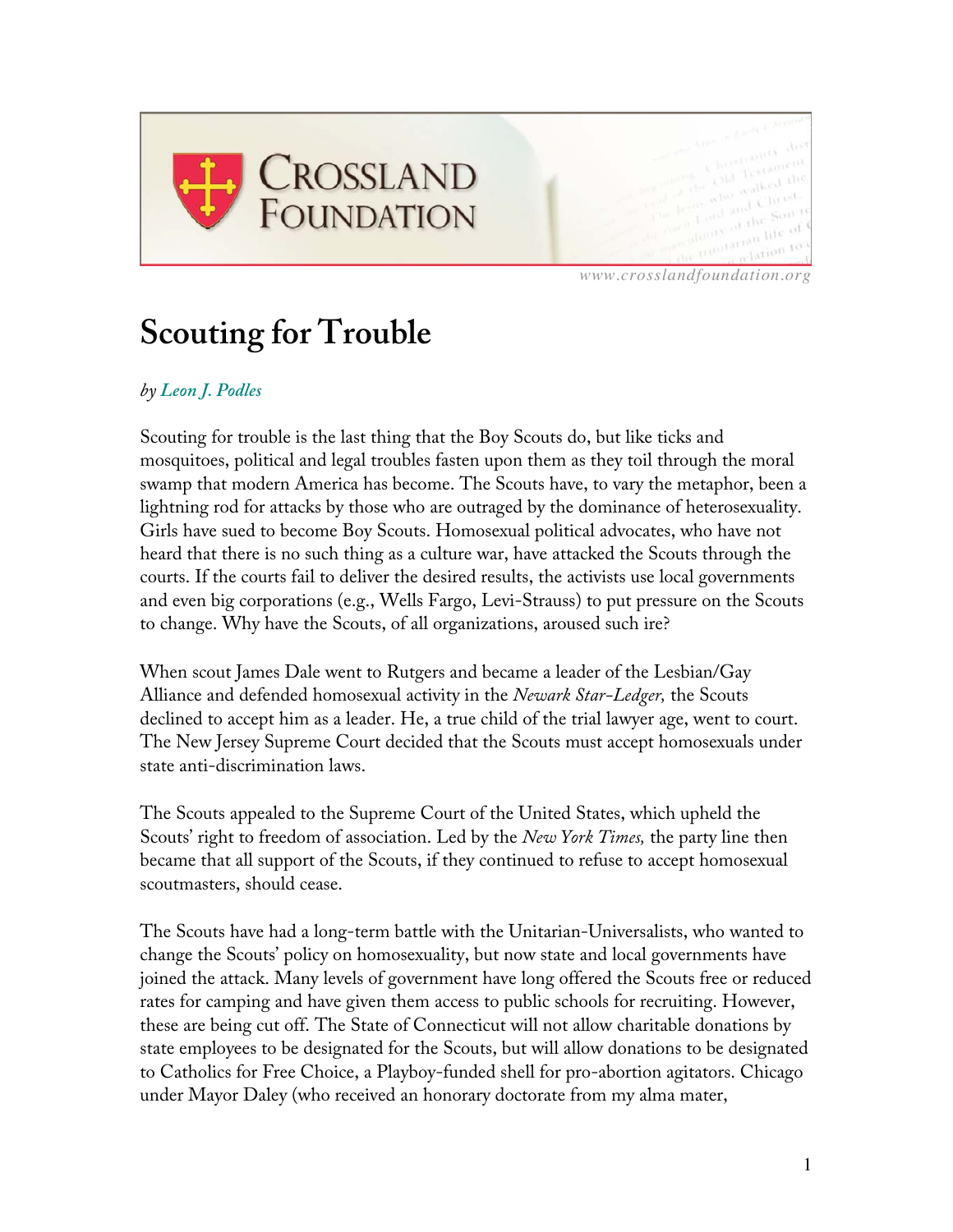# Scouting for Trouble

*by Leon J. Podles*

Scouting for trouble is the last thing that the Boy Scouts do, but like ticks and mosquitoes, political and legal troubles fasten upon them as they toil through the moral swamp that modern America has become. The Scouts have, to vary the metaphor, been a lightning rod for attacks by those who are outraged by the dominance of heterosexuality. Girls have sued to become Boy Scouts. Homosexual political advocates, who have not heard that there is no such thing as a culture war, have attacked the Scouts through the courts. If the courts fail to deliver the desired results, the activists use local governments and even big corporations (e.g., Wells Fargo, Levi-Strauss) to put pressure on the Scouts to change. Why have the Scouts, of all organizations, aroused such ire?

When scout James Dale went to Rutgers and became a leader of the Lesbian/Gay Alliance and defended homosexual activity in the *Newark Star-Ledger,* the Scouts declined to accept him as a leader. He, a true child of the trial lawyer age, went to court. The New Jersey Supreme Court decided that the Scouts must accept homosexuals under state anti-discrimination laws.

The Scouts appealed to the Supreme Court of the United States, which upheld the Scouts' right to freedom of association. Led by the *New York Times,* the party line then became that all support of the Scouts, if they continued to refuse to accept homosexual scoutmasters, should cease.

The Scouts have had a long-term battle with the Unitarian-Universalists, who wanted to change the Scouts' policy on homosexuality, but now state and local governments have joined the attack. Many levels of government have long offered the Scouts free or reduced rates for camping and have given them access to public schools for recruiting. However, these are being cut off. The State of Connecticut will not allow charitable donations by state employees to be designated for the Scouts, but will allow donations to be designated to Catholics for Free Choice, a Playboy-funded shell for pro-abortion agitators. Chicago under Mayor Daley (who received an honorary doctorate from my alma mater,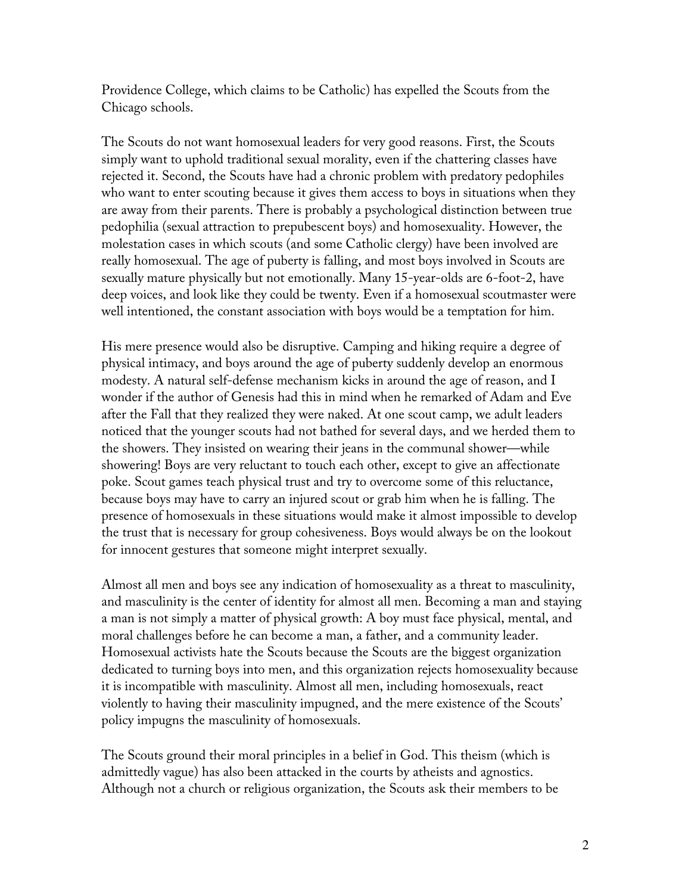Providence College, which claims to be Catholic) has expelled the Scouts from the Chicago schools.

The Scouts do not want homosexual leaders for very good reasons. First, the Scouts simply want to uphold traditional sexual morality, even if the chattering classes have rejected it. Second, the Scouts have had a chronic problem with predatory pedophiles who want to enter scouting because it gives them access to boys in situations when they are away from their parents. There is probably a psychological distinction between true pedophilia (sexual attraction to prepubescent boys) and homosexuality. However, the molestation cases in which scouts (and some Catholic clergy) have been involved are really homosexual. The age of puberty is falling, and most boys involved in Scouts are sexually mature physically but not emotionally. Many 15-year-olds are 6-foot-2, have deep voices, and look like they could be twenty. Even if a homosexual scoutmaster were well intentioned, the constant association with boys would be a temptation for him.

His mere presence would also be disruptive. Camping and hiking require a degree of physical intimacy, and boys around the age of puberty suddenly develop an enormous modesty. A natural self-defense mechanism kicks in around the age of reason, and I wonder if the author of Genesis had this in mind when he remarked of Adam and Eve after the Fall that they realized they were naked. At one scout camp, we adult leaders noticed that the younger scouts had not bathed for several days, and we herded them to the showers. They insisted on wearing their jeans in the communal shower—while showering! Boys are very reluctant to touch each other, except to give an affectionate poke. Scout games teach physical trust and try to overcome some of this reluctance, because boys may have to carry an injured scout or grab him when he is falling. The presence of homosexuals in these situations would make it almost impossible to develop the trust that is necessary for group cohesiveness. Boys would always be on the lookout for innocent gestures that someone might interpret sexually.

Almost all men and boys see any indication of homosexuality as a threat to masculinity, and masculinity is the center of identity for almost all men. Becoming a man and staying a man is not simply a matter of physical growth: A boy must face physical, mental, and moral challenges before he can become a man, a father, and a community leader. Homosexual activists hate the Scouts because the Scouts are the biggest organization dedicated to turning boys into men, and this organization rejects homosexuality because it is incompatible with masculinity. Almost all men, including homosexuals, react violently to having their masculinity impugned, and the mere existence of the Scouts' policy impugns the masculinity of homosexuals.

The Scouts ground their moral principles in a belief in God. This theism (which is admittedly vague) has also been attacked in the courts by atheists and agnostics. Although not a church or religious organization, the Scouts ask their members to be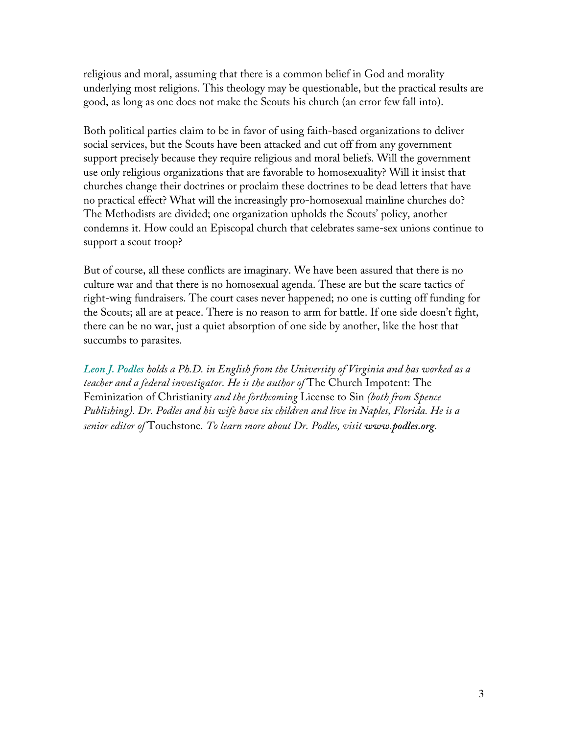religious and moral, assuming that there is a common belief in God and morality underlying most religions. This theology may be questionable, but the practical results are good, as long as one does not make the Scouts his church (an error few fall into).

Both political parties claim to be in favor of using faith-based organizations to deliver social services, but the Scouts have been attacked and cut off from any government support precisely because they require religious and moral beliefs. Will the government use only religious organizations that are favorable to homosexuality? Will it insist that churches change their doctrines or proclaim these doctrines to be dead letters that have no practical effect? What will the increasingly pro-homosexual mainline churches do? The Methodists are divided; one organization upholds the Scouts' policy, another condemns it. How could an Episcopal church that celebrates same-sex unions continue to support a scout troop?

But of course, all these conflicts are imaginary. We have been assured that there is no culture war and that there is no homosexual agenda. These are but the scare tactics of right-wing fundraisers. The court cases never happened; no one is cutting off funding for the Scouts; all are at peace. There is no reason to arm for battle. If one side doesn't fight, there can be no war, just a quiet absorption of one side by another, like the host that succumbs to parasites.

***Leon J. Podles** holds a Ph.D. in English from the University of Virginia and has worked as a teacher and a federal investigator. He is the author of* The Church Impotent: The Feminization of Christianity *and the forthcoming* License to Sin *(both from Spence Publishing). Dr. Podles and his wife have six children and live in Naples, Florida. He is a senior editor of* Touchstone*. To learn more about Dr. Podles, visit **www.podles.org**.*